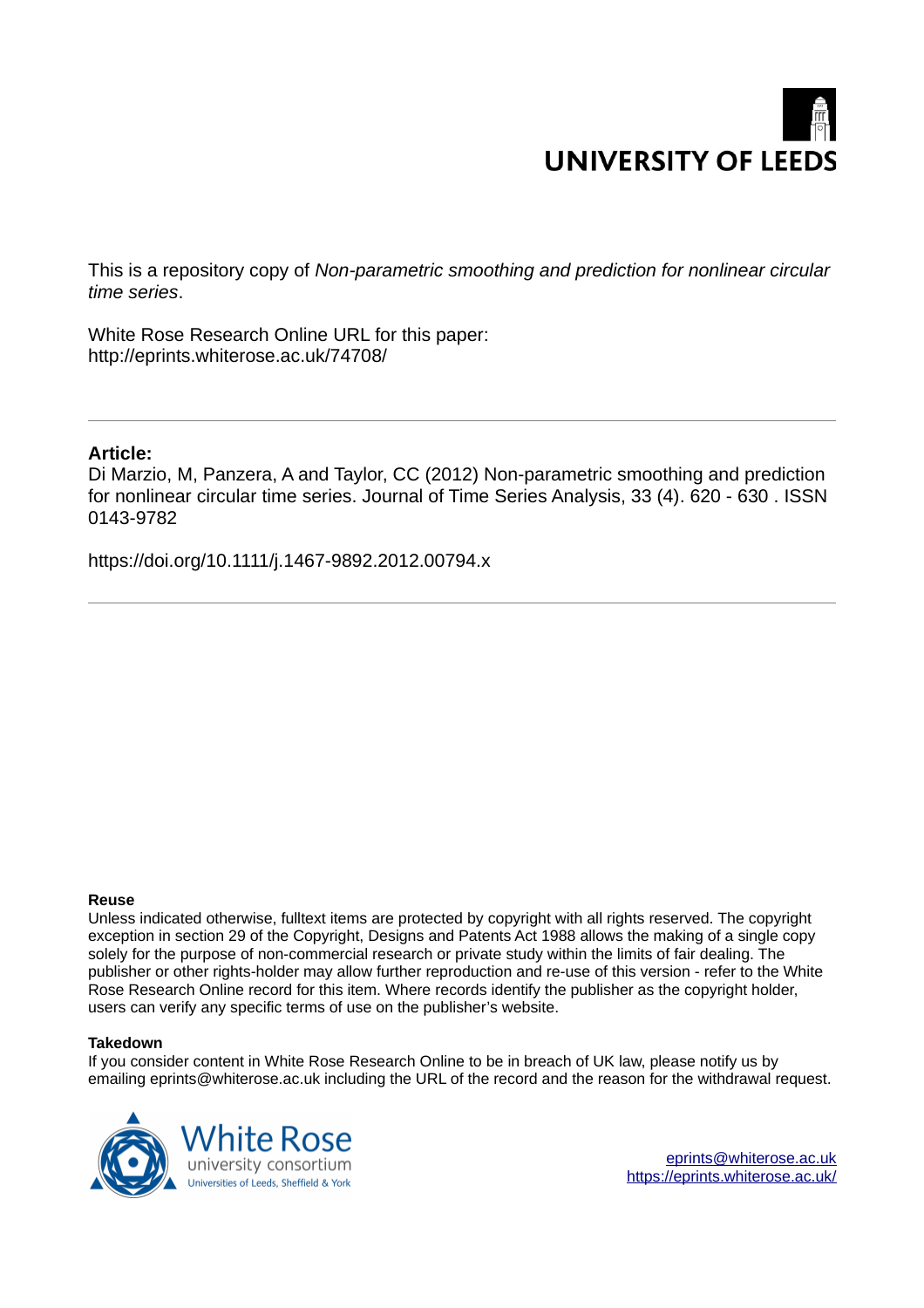UNIVERSITY OF LEEDS

This is a repository copy of *Non-parametric smoothing and prediction for nonlinear circular time series*.

White Rose Research Online URL for this paper:
http://eprints.whiterose.ac.uk/74708/

---

**Article:**

Di Marzio, M, Panzera, A and Taylor, CC (2012) Non-parametric smoothing and prediction for nonlinear circular time series. Journal of Time Series Analysis, 33 (4). 620 - 630 . ISSN 0143-9782

https://doi.org/10.1111/j.1467-9892.2012.00794.x

---

**Reuse**

Unless indicated otherwise, fulltext items are protected by copyright with all rights reserved. The copyright exception in section 29 of the Copyright, Designs and Patents Act 1988 allows the making of a single copy solely for the purpose of non-commercial research or private study within the limits of fair dealing. The publisher or other rights-holder may allow further reproduction and re-use of this version - refer to the White Rose Research Online record for this item. Where records identify the publisher as the copyright holder, users can verify any specific terms of use on the publisher's website.

**Takedown**

If you consider content in White Rose Research Online to be in breach of UK law, please notify us by emailing eprints@whiterose.ac.uk including the URL of the record and the reason for the withdrawal request.

White Rose university consortium
Universities of Leeds, Sheffield & York

eprints@whiterose.ac.uk
https://eprints.whiterose.ac.uk/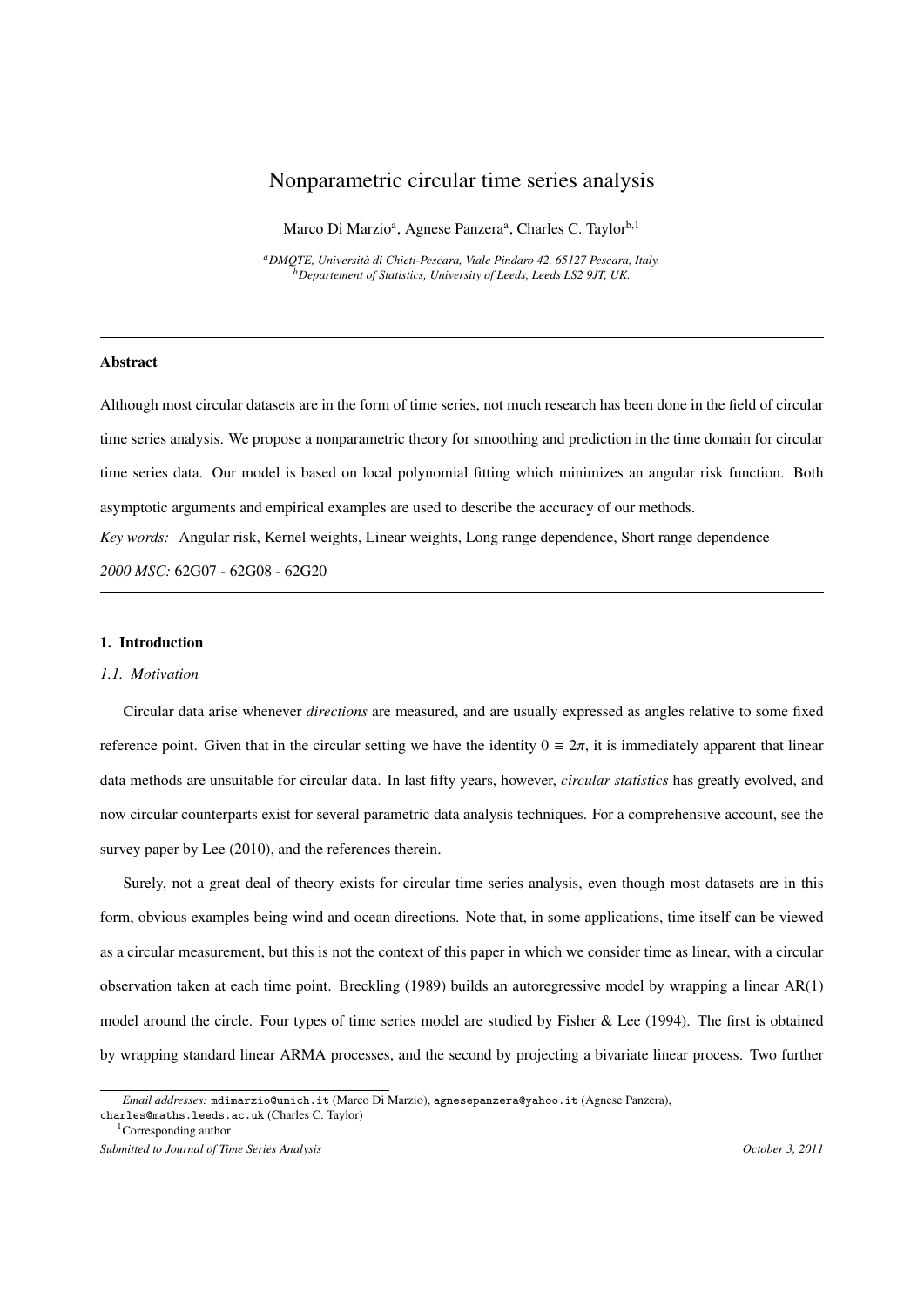# Nonparametric circular time series analysis

Marco Di Marzio[a], Agnese Panzera[a], Charles C. Taylor[b,1]

[a]*DMQTE, Università di Chieti-Pescara, Viale Pindaro 42, 65127 Pescara, Italy.*
[b]*Departement of Statistics, University of Leeds, Leeds LS2 9JT, UK.*

---

## Abstract

Although most circular datasets are in the form of time series, not much research has been done in the field of circular time series analysis. We propose a nonparametric theory for smoothing and prediction in the time domain for circular time series data. Our model is based on local polynomial fitting which minimizes an angular risk function. Both asymptotic arguments and empirical examples are used to describe the accuracy of our methods.

*Key words:* Angular risk, Kernel weights, Linear weights, Long range dependence, Short range dependence

*2000 MSC:* 62G07 - 62G08 - 62G20

---

## 1. Introduction

### 1.1. Motivation

Circular data arise whenever *directions* are measured, and are usually expressed as angles relative to some fixed reference point. Given that in the circular setting we have the identity $0 \equiv 2\pi$, it is immediately apparent that linear data methods are unsuitable for circular data. In last fifty years, however, *circular statistics* has greatly evolved, and now circular counterparts exist for several parametric data analysis techniques. For a comprehensive account, see the survey paper by Lee (2010), and the references therein.

Surely, not a great deal of theory exists for circular time series analysis, even though most datasets are in this form, obvious examples being wind and ocean directions. Note that, in some applications, time itself can be viewed as a circular measurement, but this is not the context of this paper in which we consider time as linear, with a circular observation taken at each time point. Breckling (1989) builds an autoregressive model by wrapping a linear AR(1) model around the circle. Four types of time series model are studied by Fisher & Lee (1994). The first is obtained by wrapping standard linear ARMA processes, and the second by projecting a bivariate linear process. Two further

---

*Email addresses:* mdimarzio@unich.it (Marco Di Marzio), agnesepanzera@yahoo.it (Agnese Panzera), charles@maths.leeds.ac.uk (Charles C. Taylor)

[1]Corresponding author

*Submitted to Journal of Time Series Analysis* *October 3, 2011*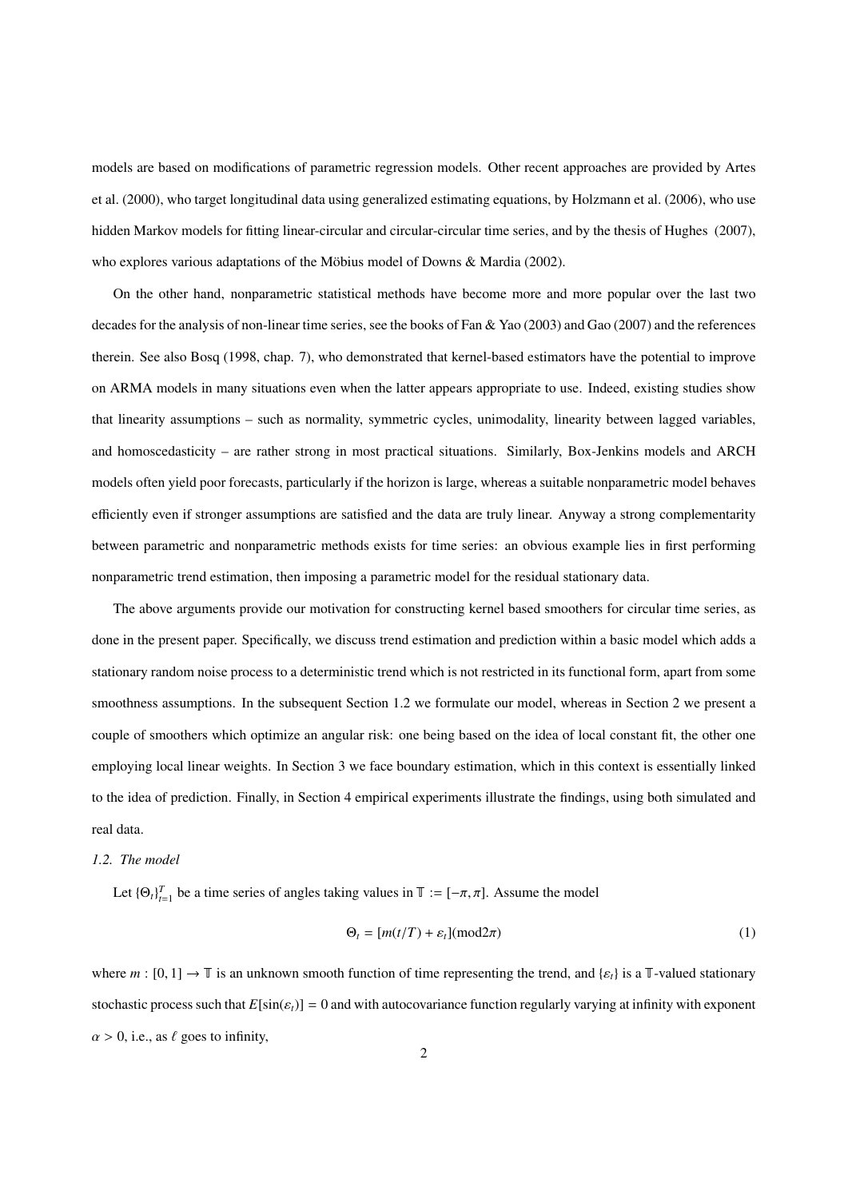models are based on modifications of parametric regression models. Other recent approaches are provided by Artes et al. (2000), who target longitudinal data using generalized estimating equations, by Holzmann et al. (2006), who use hidden Markov models for fitting linear-circular and circular-circular time series, and by the thesis of Hughes (2007), who explores various adaptations of the Möbius model of Downs & Mardia (2002).

On the other hand, nonparametric statistical methods have become more and more popular over the last two decades for the analysis of non-linear time series, see the books of Fan & Yao (2003) and Gao (2007) and the references therein. See also Bosq (1998, chap. 7), who demonstrated that kernel-based estimators have the potential to improve on ARMA models in many situations even when the latter appears appropriate to use. Indeed, existing studies show that linearity assumptions – such as normality, symmetric cycles, unimodality, linearity between lagged variables, and homoscedasticity – are rather strong in most practical situations. Similarly, Box-Jenkins models and ARCH models often yield poor forecasts, particularly if the horizon is large, whereas a suitable nonparametric model behaves efficiently even if stronger assumptions are satisfied and the data are truly linear. Anyway a strong complementarity between parametric and nonparametric methods exists for time series: an obvious example lies in first performing nonparametric trend estimation, then imposing a parametric model for the residual stationary data.

The above arguments provide our motivation for constructing kernel based smoothers for circular time series, as done in the present paper. Specifically, we discuss trend estimation and prediction within a basic model which adds a stationary random noise process to a deterministic trend which is not restricted in its functional form, apart from some smoothness assumptions. In the subsequent Section 1.2 we formulate our model, whereas in Section 2 we present a couple of smoothers which optimize an angular risk: one being based on the idea of local constant fit, the other one employing local linear weights. In Section 3 we face boundary estimation, which in this context is essentially linked to the idea of prediction. Finally, in Section 4 empirical experiments illustrate the findings, using both simulated and real data.

### *1.2. The model*

Let $\{\Theta_t\}_{t=1}^T$ be a time series of angles taking values in $\mathbb{T} := [-\pi, \pi]$. Assume the model

$$\Theta_t = [m(t/T) + \varepsilon_t](\text{mod}2\pi) \tag{1}$$

where $m : [0, 1] \to \mathbb{T}$ is an unknown smooth function of time representing the trend, and $\{\varepsilon_t\}$ is a $\mathbb{T}$-valued stationary stochastic process such that $E[\sin(\varepsilon_t)] = 0$ and with autocovariance function regularly varying at infinity with exponent $\alpha > 0$, i.e., as $\ell$ goes to infinity,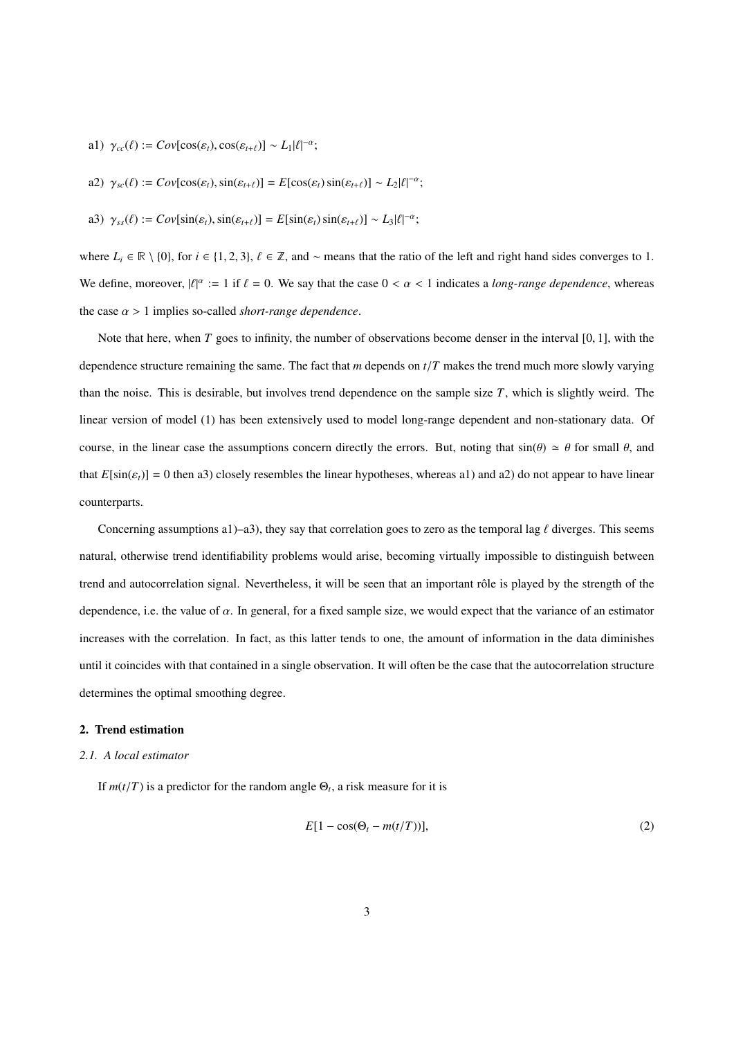a1) $\gamma_{cc}(\ell) := Cov[\cos(\varepsilon_t), \cos(\varepsilon_{t+\ell})] \sim L_1|\ell|^{-\alpha}$;

a2) $\gamma_{sc}(\ell) := Cov[\cos(\varepsilon_t), \sin(\varepsilon_{t+\ell})] = E[\cos(\varepsilon_t)\sin(\varepsilon_{t+\ell})] \sim L_2|\ell|^{-\alpha}$;

a3) $\gamma_{ss}(\ell) := Cov[\sin(\varepsilon_t), \sin(\varepsilon_{t+\ell})] = E[\sin(\varepsilon_t)\sin(\varepsilon_{t+\ell})] \sim L_3|\ell|^{-\alpha}$;

where $L_i \in \mathbb{R} \setminus \{0\}$, for $i \in \{1, 2, 3\}$, $\ell \in \mathbb{Z}$, and $\sim$ means that the ratio of the left and right hand sides converges to 1. We define, moreover, $|\ell|^{\alpha} := 1$ if $\ell = 0$. We say that the case $0 < \alpha < 1$ indicates a *long-range dependence*, whereas the case $\alpha > 1$ implies so-called *short-range dependence*.

Note that here, when $T$ goes to infinity, the number of observations become denser in the interval $[0, 1]$, with the dependence structure remaining the same. The fact that $m$ depends on $t/T$ makes the trend much more slowly varying than the noise. This is desirable, but involves trend dependence on the sample size $T$, which is slightly weird. The linear version of model (1) has been extensively used to model long-range dependent and non-stationary data. Of course, in the linear case the assumptions concern directly the errors. But, noting that $\sin(\theta) \simeq \theta$ for small $\theta$, and that $E[\sin(\varepsilon_t)] = 0$ then a3) closely resembles the linear hypotheses, whereas a1) and a2) do not appear to have linear counterparts.

Concerning assumptions a1)–a3), they say that correlation goes to zero as the temporal lag $\ell$ diverges. This seems natural, otherwise trend identifiability problems would arise, becoming virtually impossible to distinguish between trend and autocorrelation signal. Nevertheless, it will be seen that an important rôle is played by the strength of the dependence, i.e. the value of $\alpha$. In general, for a fixed sample size, we would expect that the variance of an estimator increases with the correlation. In fact, as this latter tends to one, the amount of information in the data diminishes until it coincides with that contained in a single observation. It will often be the case that the autocorrelation structure determines the optimal smoothing degree.

## 2. Trend estimation

### 2.1. A local estimator

If $m(t/T)$ is a predictor for the random angle $\Theta_t$, a risk measure for it is

$$E[1 - \cos(\Theta_t - m(t/T))], \tag{2}$$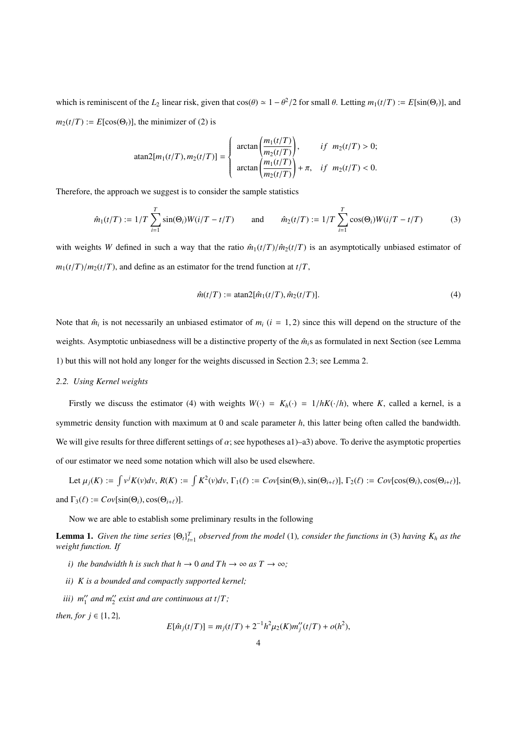which is reminiscent of the $L_2$ linear risk, given that $\cos(\theta) \simeq 1 - \theta^2/2$ for small $\theta$. Letting $m_1(t/T) := E[\sin(\Theta_t)]$, and $m_2(t/T) := E[\cos(\Theta_t)]$, the minimizer of (2) is

$$
\text{atan2}[m_1(t/T), m_2(t/T)] = \begin{cases} \arctan\left(\dfrac{m_1(t/T)}{m_2(t/T)}\right), & if \;\; m_2(t/T) > 0; \\ \arctan\left(\dfrac{m_1(t/T)}{m_2(t/T)}\right) + \pi, & if \;\; m_2(t/T) < 0. \end{cases}
$$

Therefore, the approach we suggest is to consider the sample statistics

$$
\hat{m}_1(t/T) := 1/T \sum_{i=1}^{T} \sin(\Theta_i) W(i/T - t/T) \qquad \text{and} \qquad \hat{m}_2(t/T) := 1/T \sum_{i=1}^{T} \cos(\Theta_i) W(i/T - t/T) \tag{3}
$$

with weights $W$ defined in such a way that the ratio $\hat{m}_1(t/T)/\hat{m}_2(t/T)$ is an asymptotically unbiased estimator of $m_1(t/T)/m_2(t/T)$, and define as an estimator for the trend function at $t/T$,

$$
\hat{m}(t/T) := \text{atan2}[\hat{m}_1(t/T), \hat{m}_2(t/T)]. \tag{4}
$$

Note that $\hat{m}_i$ is not necessarily an unbiased estimator of $m_i$ ($i = 1, 2$) since this will depend on the structure of the weights. Asymptotic unbiasedness will be a distinctive property of the $\hat{m}_i$s as formulated in next Section (see Lemma 1) but this will not hold any longer for the weights discussed in Section 2.3; see Lemma 2.

### *2.2. Using Kernel weights*

Firstly we discuss the estimator (4) with weights $W(\cdot) = K_h(\cdot) = 1/hK(\cdot/h)$, where $K$, called a kernel, is a symmetric density function with maximum at 0 and scale parameter $h$, this latter being often called the bandwidth. We will give results for three different settings of $\alpha$; see hypotheses a1)–a3) above. To derive the asymptotic properties of our estimator we need some notation which will also be used elsewhere.

Let $\mu_j(K) := \int v^j K(v)dv$, $R(K) := \int K^2(v)dv$, $\Gamma_1(\ell) := Cov[\sin(\Theta_i), \sin(\Theta_{i+\ell})]$, $\Gamma_2(\ell) := Cov[\cos(\Theta_i), \cos(\Theta_{i+\ell})]$, and $\Gamma_3(\ell) := Cov[\sin(\Theta_i), \cos(\Theta_{i+\ell})]$.

Now we are able to establish some preliminary results in the following

**Lemma 1.** *Given the time series $\{\Theta_t\}_{t=1}^T$ observed from the model* (1)*, consider the functions in* (3) *having $K_h$ as the weight function. If*

*i) the bandwidth $h$ is such that $h \to 0$ and $Th \to \infty$ as $T \to \infty$;*

*ii) $K$ is a bounded and compactly supported kernel;*

*iii) $m_1''$ and $m_2''$ exist and are continuous at $t/T$;*

*then, for $j \in \{1, 2\}$,*

$$
E[\hat{m}_j(t/T)] = m_j(t/T) + 2^{-1}h^2\mu_2(K)m_j''(t/T) + o(h^2),
$$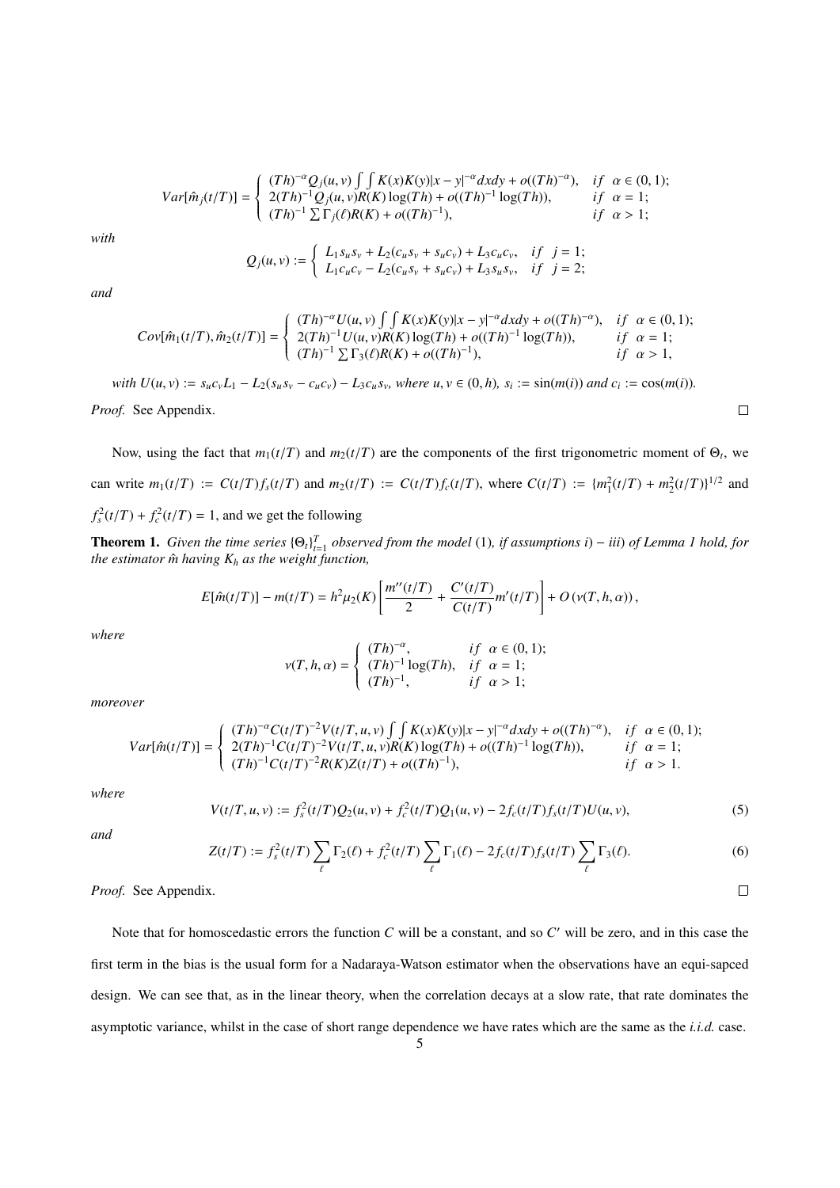$$
Var[\hat{m}_j(t/T)] = \begin{cases} (Th)^{-\alpha} Q_j(u,v) \int\int K(x)K(y)|x-y|^{-\alpha} dxdy + o((Th)^{-\alpha}), & if \;\; \alpha \in (0,1); \\ 2(Th)^{-1} Q_j(u,v) R(K) \log(Th) + o((Th)^{-1}\log(Th)), & if \;\; \alpha = 1; \\ (Th)^{-1} \sum \Gamma_j(\ell) R(K) + o((Th)^{-1}), & if \;\; \alpha > 1; \end{cases}
$$

*with*

$$
Q_j(u,v) := \begin{cases} L_1 s_u s_v + L_2(c_u s_v + s_u c_v) + L_3 c_u c_v, & if \;\; j=1; \\ L_1 c_u c_v - L_2(c_u s_v + s_u c_v) + L_3 s_u s_v, & if \;\; j=2; \end{cases}
$$

*and*

$$
Cov[\hat{m}_1(t/T), \hat{m}_2(t/T)] = \begin{cases} (Th)^{-\alpha} U(u,v) \int\int K(x)K(y)|x-y|^{-\alpha} dxdy + o((Th)^{-\alpha}), & if \;\; \alpha \in (0,1); \\ 2(Th)^{-1} U(u,v) R(K) \log(Th) + o((Th)^{-1}\log(Th)), & if \;\; \alpha = 1; \\ (Th)^{-1} \sum \Gamma_3(\ell) R(K) + o((Th)^{-1}), & if \;\; \alpha > 1, \end{cases}
$$

*with* $U(u,v) := s_u c_v L_1 - L_2(s_u s_v - c_u c_v) - L_3 c_u s_v$*, where* $u, v \in (0,h)$*,* $s_i := \sin(m(i))$ *and* $c_i := \cos(m(i))$*.*

*Proof.* See Appendix. □

Now, using the fact that $m_1(t/T)$ and $m_2(t/T)$ are the components of the first trigonometric moment of $\Theta_t$, we can write $m_1(t/T) := C(t/T) f_s(t/T)$ and $m_2(t/T) := C(t/T) f_c(t/T)$, where $C(t/T) := \{m_1^2(t/T) + m_2^2(t/T)\}^{1/2}$ and $f_s^2(t/T) + f_c^2(t/T) = 1$, and we get the following

**Theorem 1.** *Given the time series* $\{\Theta_t\}_{t=1}^T$ *observed from the model* (1)*, if assumptions* $i) - iii)$ *of Lemma 1 hold, for the estimator* $\hat{m}$ *having* $K_h$ *as the weight function,*

$$
E[\hat{m}(t/T)] - m(t/T) = h^2 \mu_2(K) \left[ \frac{m''(t/T)}{2} + \frac{C'(t/T)}{C(t/T)} m'(t/T) \right] + O\left(v(T,h,\alpha)\right),
$$

*where*

$$
v(T,h,\alpha) = \begin{cases} (Th)^{-\alpha}, & if \;\; \alpha \in (0,1); \\ (Th)^{-1}\log(Th), & if \;\; \alpha = 1; \\ (Th)^{-1}, & if \;\; \alpha > 1; \end{cases}
$$

*moreover*

$$
Var[\hat{m}(t/T)] = \begin{cases} (Th)^{-\alpha} C(t/T)^{-2} V(t/T,u,v) \int\int K(x)K(y)|x-y|^{-\alpha} dxdy + o((Th)^{-\alpha}), & if \;\; \alpha \in (0,1); \\ 2(Th)^{-1} C(t/T)^{-2} V(t/T,u,v) R(K) \log(Th) + o((Th)^{-1}\log(Th)), & if \;\; \alpha = 1; \\ (Th)^{-1} C(t/T)^{-2} R(K) Z(t/T) + o((Th)^{-1}), & if \;\; \alpha > 1. \end{cases}
$$

*where*

$$
V(t/T,u,v) := f_s^2(t/T) Q_2(u,v) + f_c^2(t/T) Q_1(u,v) - 2 f_c(t/T) f_s(t/T) U(u,v), \tag{5}
$$

*and*

$$
Z(t/T) := f_s^2(t/T) \sum_\ell \Gamma_2(\ell) + f_c^2(t/T) \sum_\ell \Gamma_1(\ell) - 2 f_c(t/T) f_s(t/T) \sum_\ell \Gamma_3(\ell). \tag{6}
$$

*Proof.* See Appendix. □

Note that for homoscedastic errors the function $C$ will be a constant, and so $C'$ will be zero, and in this case the first term in the bias is the usual form for a Nadaraya-Watson estimator when the observations have an equi-sapced design. We can see that, as in the linear theory, when the correlation decays at a slow rate, that rate dominates the asymptotic variance, whilst in the case of short range dependence we have rates which are the same as the *i.i.d.* case.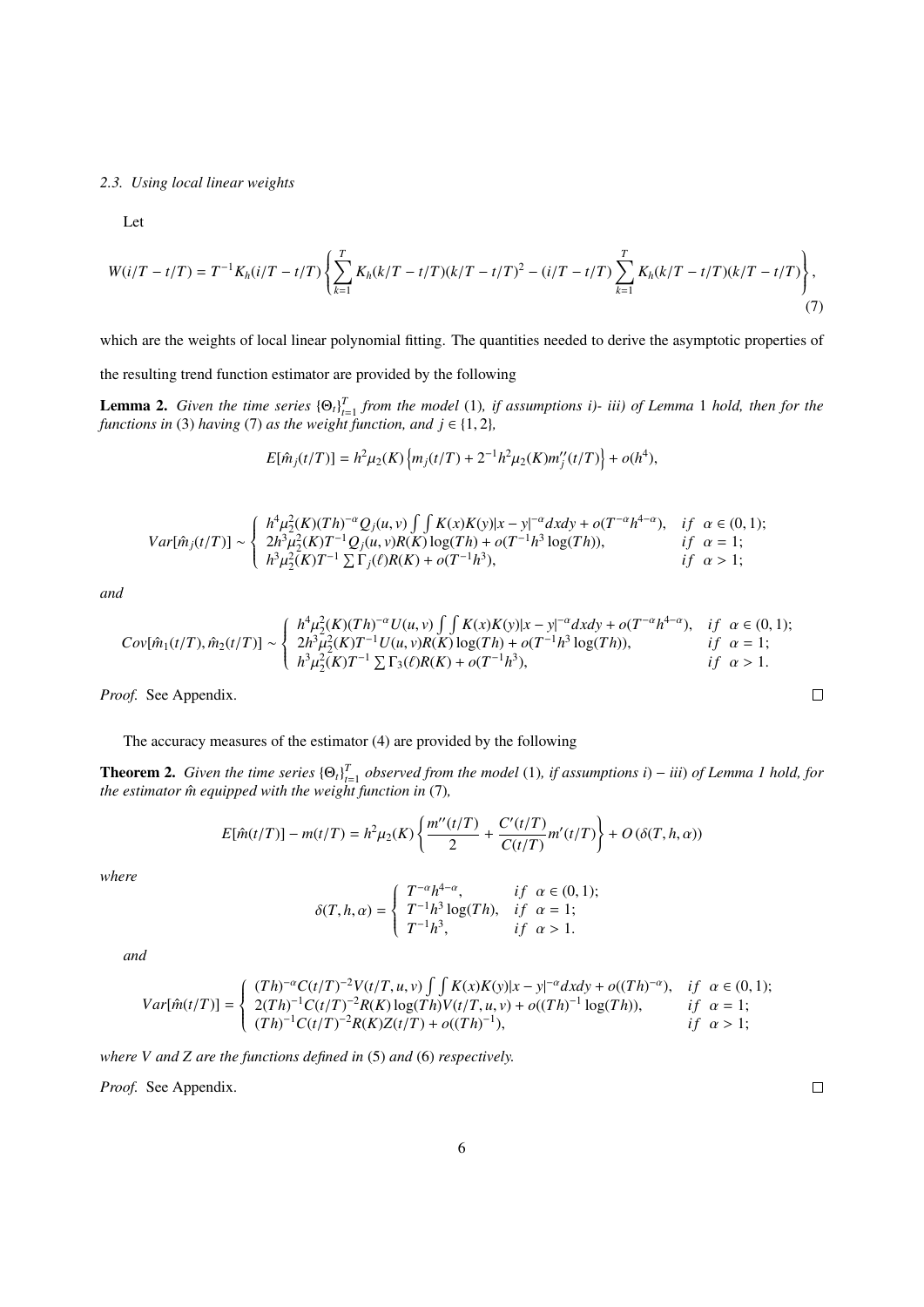### 2.3. Using local linear weights

Let

$$W(i/T - t/T) = T^{-1}K_h(i/T - t/T)\left\{\sum_{k=1}^{T} K_h(k/T - t/T)(k/T - t/T)^2 - (i/T - t/T)\sum_{k=1}^{T} K_h(k/T - t/T)(k/T - t/T)\right\}, \tag{7}$$

which are the weights of local linear polynomial fitting. The quantities needed to derive the asymptotic properties of the resulting trend function estimator are provided by the following

**Lemma 2.** *Given the time series $\{\Theta_t\}_{t=1}^T$ from the model* (1)*, if assumptions i)- iii) of Lemma* 1 *hold, then for the functions in* (3) *having* (7) *as the weight function, and $j \in \{1, 2\}$,*

$$E[\hat{m}_j(t/T)] = h^2\mu_2(K)\left\{m_j(t/T) + 2^{-1}h^2\mu_2(K)m_j''(t/T)\right\} + o(h^4),$$

$$Var[\hat{m}_j(t/T)] \sim \begin{cases} h^4\mu_2^2(K)(Th)^{-\alpha}Q_j(u,v)\int\int K(x)K(y)|x-y|^{-\alpha}dxdy + o(T^{-\alpha}h^{4-\alpha}), & if \;\; \alpha \in (0,1); \\ 2h^3\mu_2^2(K)T^{-1}Q_j(u,v)R(K)\log(Th) + o(T^{-1}h^3\log(Th)), & if \;\; \alpha = 1; \\ h^3\mu_2^2(K)T^{-1}\sum\Gamma_j(\ell)R(K) + o(T^{-1}h^3), & if \;\; \alpha > 1; \end{cases}$$

*and*

$$Cov[\hat{m}_1(t/T), \hat{m}_2(t/T)] \sim \begin{cases} h^4\mu_2^2(K)(Th)^{-\alpha}U(u,v)\int\int K(x)K(y)|x-y|^{-\alpha}dxdy + o(T^{-\alpha}h^{4-\alpha}), & if \;\; \alpha \in (0,1); \\ 2h^3\mu_2^2(K)T^{-1}U(u,v)R(K)\log(Th) + o(T^{-1}h^3\log(Th)), & if \;\; \alpha = 1; \\ h^3\mu_2^2(K)T^{-1}\sum\Gamma_3(\ell)R(K) + o(T^{-1}h^3), & if \;\; \alpha > 1. \end{cases}$$

*Proof.* See Appendix. □

The accuracy measures of the estimator (4) are provided by the following

**Theorem 2.** *Given the time series $\{\Theta_t\}_{t=1}^T$ observed from the model* (1)*, if assumptions i) – iii) of Lemma 1 hold, for the estimator $\hat{m}$ equipped with the weight function in* (7)*,*

$$E[\hat{m}(t/T)] - m(t/T) = h^2\mu_2(K)\left\{\frac{m''(t/T)}{2} + \frac{C'(t/T)}{C(t/T)}m'(t/T)\right\} + O\left(\delta(T,h,\alpha)\right)$$

*where*

$$\delta(T,h,\alpha) = \begin{cases} T^{-\alpha}h^{4-\alpha}, & if \;\; \alpha \in (0,1); \\ T^{-1}h^3\log(Th), & if \;\; \alpha = 1; \\ T^{-1}h^3, & if \;\; \alpha > 1. \end{cases}$$

*and*

$$Var[\hat{m}(t/T)] = \begin{cases} (Th)^{-\alpha}C(t/T)^{-2}V(t/T,u,v)\int\int K(x)K(y)|x-y|^{-\alpha}dxdy + o((Th)^{-\alpha}), & if \;\; \alpha \in (0,1); \\ 2(Th)^{-1}C(t/T)^{-2}R(K)\log(Th)V(t/T,u,v) + o((Th)^{-1}\log(Th)), & if \;\; \alpha = 1; \\ (Th)^{-1}C(t/T)^{-2}R(K)Z(t/T) + o((Th)^{-1}), & if \;\; \alpha > 1; \end{cases}$$

*where $V$ and $Z$ are the functions defined in* (5) *and* (6) *respectively.*

*Proof.* See Appendix. □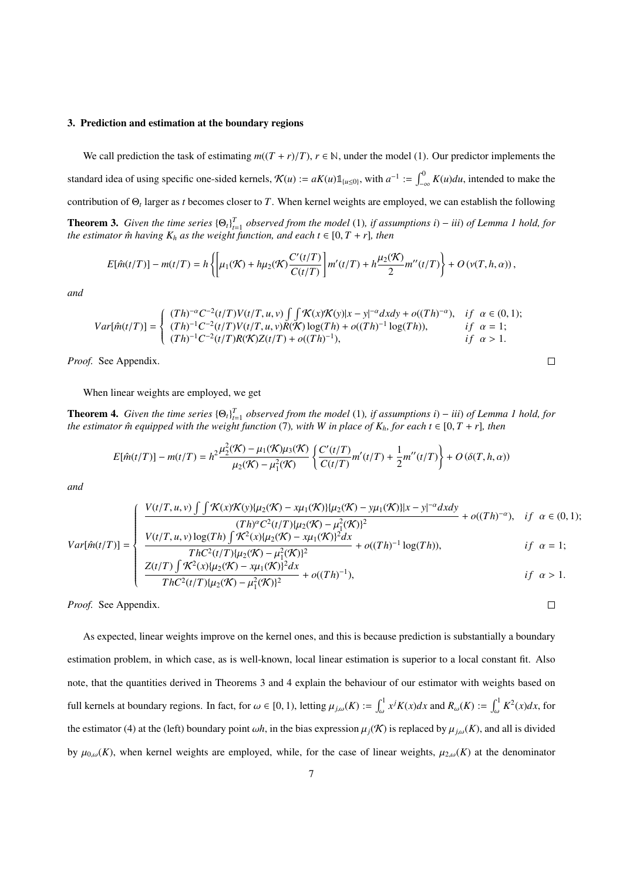### 3. Prediction and estimation at the boundary regions

We call prediction the task of estimating $m((T+r)/T)$, $r \in \mathbb{N}$, under the model (1). Our predictor implements the standard idea of using specific one-sided kernels, $\mathcal{K}(u) := aK(u)\mathbb{1}_{\{u\leq 0\}}$, with $a^{-1} := \int_{-\infty}^{0} K(u)du$, intended to make the contribution of $\Theta_t$ larger as $t$ becomes closer to $T$. When kernel weights are employed, we can establish the following

**Theorem 3.** *Given the time series $\{\Theta_t\}_{t=1}^T$ observed from the model (1), if assumptions i) − iii) of Lemma 1 hold, for the estimator $\hat{m}$ having $K_h$ as the weight function, and each $t \in [0, T+r]$, then*

$$E[\hat{m}(t/T)] - m(t/T) = h\left\{\left[\mu_1(\mathcal{K}) + h\mu_2(\mathcal{K})\frac{C'(t/T)}{C(t/T)}\right]m'(t/T) + h\frac{\mu_2(\mathcal{K})}{2}m''(t/T)\right\} + O\left(\nu(T,h,\alpha)\right),$$

*and*

$$Var[\hat{m}(t/T)] = \begin{cases} (Th)^{-\alpha}C^{-2}(t/T)V(t/T,u,v)\int\int \mathcal{K}(x)\mathcal{K}(y)|x-y|^{-\alpha}dxdy + o((Th)^{-\alpha}), & if \;\; \alpha \in (0,1); \\ (Th)^{-1}C^{-2}(t/T)V(t/T,u,v)R(\mathcal{K})\log(Th) + o((Th)^{-1}\log(Th)), & if \;\; \alpha = 1; \\ (Th)^{-1}C^{-2}(t/T)R(\mathcal{K})Z(t/T) + o((Th)^{-1}), & if \;\; \alpha > 1. \end{cases}$$

*Proof.* See Appendix. □

When linear weights are employed, we get

**Theorem 4.** *Given the time series $\{\Theta_t\}_{t=1}^T$ observed from the model (1), if assumptions i) − iii) of Lemma 1 hold, for the estimator $\hat{m}$ equipped with the weight function (7), with W in place of $K_h$, for each $t \in [0, T+r]$, then*

$$E[\hat{m}(t/T)] - m(t/T) = h^2\frac{\mu_2^2(\mathcal{K}) - \mu_1(\mathcal{K})\mu_3(\mathcal{K})}{\mu_2(\mathcal{K}) - \mu_1^2(\mathcal{K})}\left\{\frac{C'(t/T)}{C(t/T)}m'(t/T) + \frac{1}{2}m''(t/T)\right\} + O\left(\delta(T,h,\alpha)\right)$$

*and*

$$Var[\hat{m}(t/T)] = \begin{cases} \dfrac{V(t/T,u,v)\int\int \mathcal{K}(x)\mathcal{K}(y)\{\mu_2(\mathcal{K}) - x\mu_1(\mathcal{K})\}\{\mu_2(\mathcal{K}) - y\mu_1(\mathcal{K})\}|x-y|^{-\alpha}dxdy}{(Th)^{\alpha}C^2(t/T)\{\mu_2(\mathcal{K}) - \mu_1^2(\mathcal{K})\}^2} + o((Th)^{-\alpha}), & if \;\; \alpha \in (0,1); \\ \dfrac{V(t/T,u,v)\log(Th)\int \mathcal{K}^2(x)\{\mu_2(\mathcal{K}) - x\mu_1(\mathcal{K})\}^2dx}{ThC^2(t/T)\{\mu_2(\mathcal{K}) - \mu_1^2(\mathcal{K})\}^2} + o((Th)^{-1}\log(Th)), & if \;\; \alpha = 1; \\ \dfrac{Z(t/T)\int \mathcal{K}^2(x)\{\mu_2(\mathcal{K}) - x\mu_1(\mathcal{K})\}^2dx}{ThC^2(t/T)\{\mu_2(\mathcal{K}) - \mu_1^2(\mathcal{K})\}^2} + o((Th)^{-1}), & if \;\; \alpha > 1. \end{cases}$$

*Proof.* See Appendix. □

As expected, linear weights improve on the kernel ones, and this is because prediction is substantially a boundary estimation problem, in which case, as is well-known, local linear estimation is superior to a local constant fit. Also note, that the quantities derived in Theorems 3 and 4 explain the behaviour of our estimator with weights based on full kernels at boundary regions. In fact, for $\omega \in [0,1)$, letting $\mu_{j,\omega}(K) := \int_{\omega}^{1} x^j K(x)dx$ and $R_{\omega}(K) := \int_{\omega}^{1} K^2(x)dx$, for the estimator (4) at the (left) boundary point $\omega h$, in the bias expression $\mu_j(\mathcal{K})$ is replaced by $\mu_{j,\omega}(K)$, and all is divided by $\mu_{0,\omega}(K)$, when kernel weights are employed, while, for the case of linear weights, $\mu_{2,\omega}(K)$ at the denominator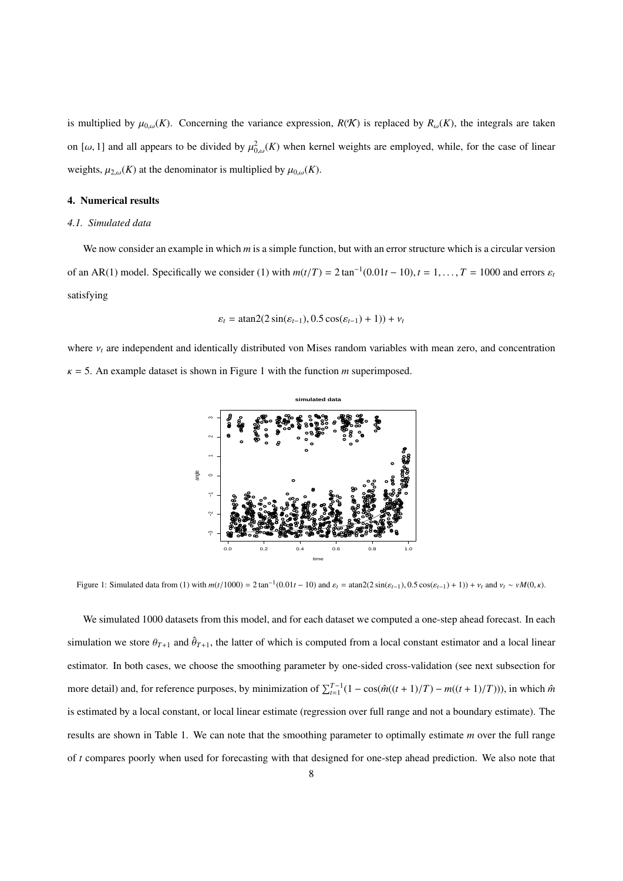is multiplied by $\mu_{0,\omega}(K)$. Concerning the variance expression, $R(\mathcal{K})$ is replaced by $R_\omega(K)$, the integrals are taken on $[\omega, 1]$ and all appears to be divided by $\mu^2_{0,\omega}(K)$ when kernel weights are employed, while, for the case of linear weights, $\mu_{2,\omega}(K)$ at the denominator is multiplied by $\mu_{0,\omega}(K)$.

## 4. Numerical results

### *4.1. Simulated data*

We now consider an example in which $m$ is a simple function, but with an error structure which is a circular version of an AR(1) model. Specifically we consider (1) with $m(t/T) = 2\tan^{-1}(0.01t - 10), t = 1, \ldots, T = 1000$ and errors $\varepsilon_t$ satisfying

$$\varepsilon_t = \operatorname{atan2}(2\sin(\varepsilon_{t-1}), 0.5\cos(\varepsilon_{t-1}) + 1)) + \nu_t$$

where $\nu_t$ are independent and identically distributed von Mises random variables with mean zero, and concentration $\kappa = 5$. An example dataset is shown in Figure 1 with the function $m$ superimposed.

Figure 1: Simulated data from (1) with $m(t/1000) = 2\tan^{-1}(0.01t - 10)$ and $\varepsilon_t = \operatorname{atan2}(2\sin(\varepsilon_{t-1}), 0.5\cos(\varepsilon_{t-1}) + 1)) + \nu_t$ and $\nu_t \sim vM(0, \kappa)$.

We simulated 1000 datasets from this model, and for each dataset we computed a one-step ahead forecast. In each simulation we store $\theta_{T+1}$ and $\hat{\theta}_{T+1}$, the latter of which is computed from a local constant estimator and a local linear estimator. In both cases, we choose the smoothing parameter by one-sided cross-validation (see next subsection for more detail) and, for reference purposes, by minimization of $\sum_{t=1}^{T-1}(1 - \cos(\hat{m}((t+1)/T) - m((t+1)/T)))$, in which $\hat{m}$ is estimated by a local constant, or local linear estimate (regression over full range and not a boundary estimate). The results are shown in Table 1. We can note that the smoothing parameter to optimally estimate $m$ over the full range of $t$ compares poorly when used for forecasting with that designed for one-step ahead prediction. We also note that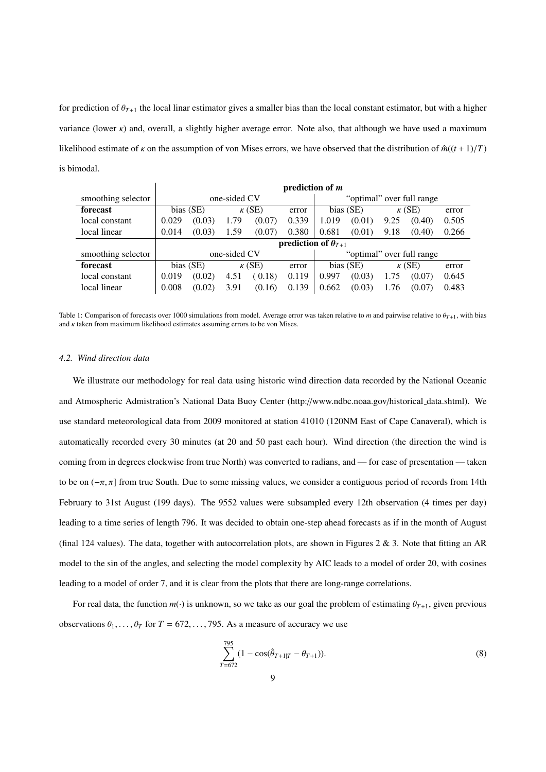for prediction of $\theta_{T+1}$ the local linar estimator gives a smaller bias than the local constant estimator, but with a higher variance (lower $\kappa$) and, overall, a slightly higher average error. Note also, that although we have used a maximum likelihood estimate of $\kappa$ on the assumption of von Mises errors, we have observed that the distribution of $\hat{m}((t+1)/T)$ is bimodal.

| | **prediction of $m$** | | | | | | | | | |
|---|---|---|---|---|---|---|---|---|---|---|
| smoothing selector | one-sided CV | | | | | "optimal" over full range | | | | |
| **forecast** | bias (SE) | | $\kappa$ (SE) | | error | bias (SE) | | $\kappa$ (SE) | | error |
| local constant | 0.029 | (0.03) | 1.79 | (0.07) | 0.339 | 1.019 | (0.01) | 9.25 | (0.40) | 0.505 |
| local linear | 0.014 | (0.03) | 1.59 | (0.07) | 0.380 | 0.681 | (0.01) | 9.18 | (0.40) | 0.266 |
| | **prediction of $\theta_{T+1}$** | | | | | | | | | |
| smoothing selector | one-sided CV | | | | | "optimal" over full range | | | | |
| **forecast** | bias (SE) | | $\kappa$ (SE) | | error | bias (SE) | | $\kappa$ (SE) | | error |
| local constant | 0.019 | (0.02) | 4.51 | (0.18) | 0.119 | 0.997 | (0.03) | 1.75 | (0.07) | 0.645 |
| local linear | 0.008 | (0.02) | 3.91 | (0.16) | 0.139 | 0.662 | (0.03) | 1.76 | (0.07) | 0.483 |

Table 1: Comparison of forecasts over 1000 simulations from model. Average error was taken relative to $m$ and pairwise relative to $\theta_{T+1}$, with bias and $\kappa$ taken from maximum likelihood estimates assuming errors to be von Mises.

### *4.2. Wind direction data*

We illustrate our methodology for real data using historic wind direction data recorded by the National Oceanic and Atmospheric Admistration's National Data Buoy Center (http://www.ndbc.noaa.gov/historical_data.shtml). We use standard meteorological data from 2009 monitored at station 41010 (120NM East of Cape Canaveral), which is automatically recorded every 30 minutes (at 20 and 50 past each hour). Wind direction (the direction the wind is coming from in degrees clockwise from true North) was converted to radians, and — for ease of presentation — taken to be on $(-\pi, \pi]$ from true South. Due to some missing values, we consider a contiguous period of records from 14th February to 31st August (199 days). The 9552 values were subsampled every 12th observation (4 times per day) leading to a time series of length 796. It was decided to obtain one-step ahead forecasts as if in the month of August (final 124 values). The data, together with autocorrelation plots, are shown in Figures 2 & 3. Note that fitting an AR model to the sin of the angles, and selecting the model complexity by AIC leads to a model of order 20, with cosines leading to a model of order 7, and it is clear from the plots that there are long-range correlations.

For real data, the function $m(\cdot)$ is unknown, so we take as our goal the problem of estimating $\theta_{T+1}$, given previous observations $\theta_1, \ldots, \theta_T$ for $T = 672, \ldots, 795$. As a measure of accuracy we use

$$\sum_{T=672}^{795} (1 - \cos(\hat{\theta}_{T+1|T} - \theta_{T+1})). \tag{8}$$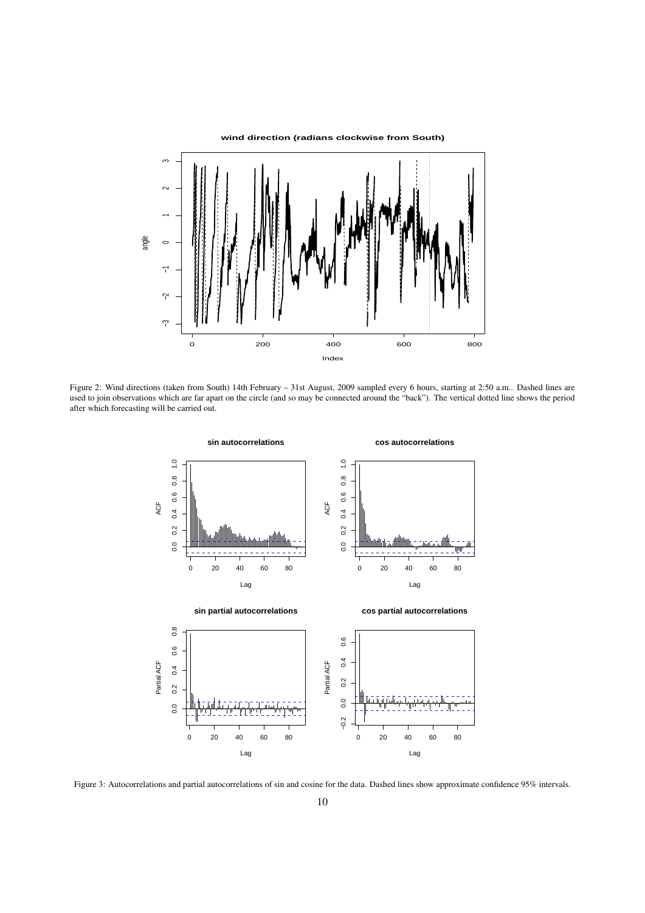Figure 2: Wind directions (taken from South) 14th February – 31st August, 2009 sampled every 6 hours, starting at 2:50 a.m.. Dashed lines are used to join observations which are far apart on the circle (and so may be connected around the "back"). The vertical dotted line shows the period after which forecasting will be carried out.

Figure 3: Autocorrelations and partial autocorrelations of sin and cosine for the data. Dashed lines show approximate confidence 95% intervals.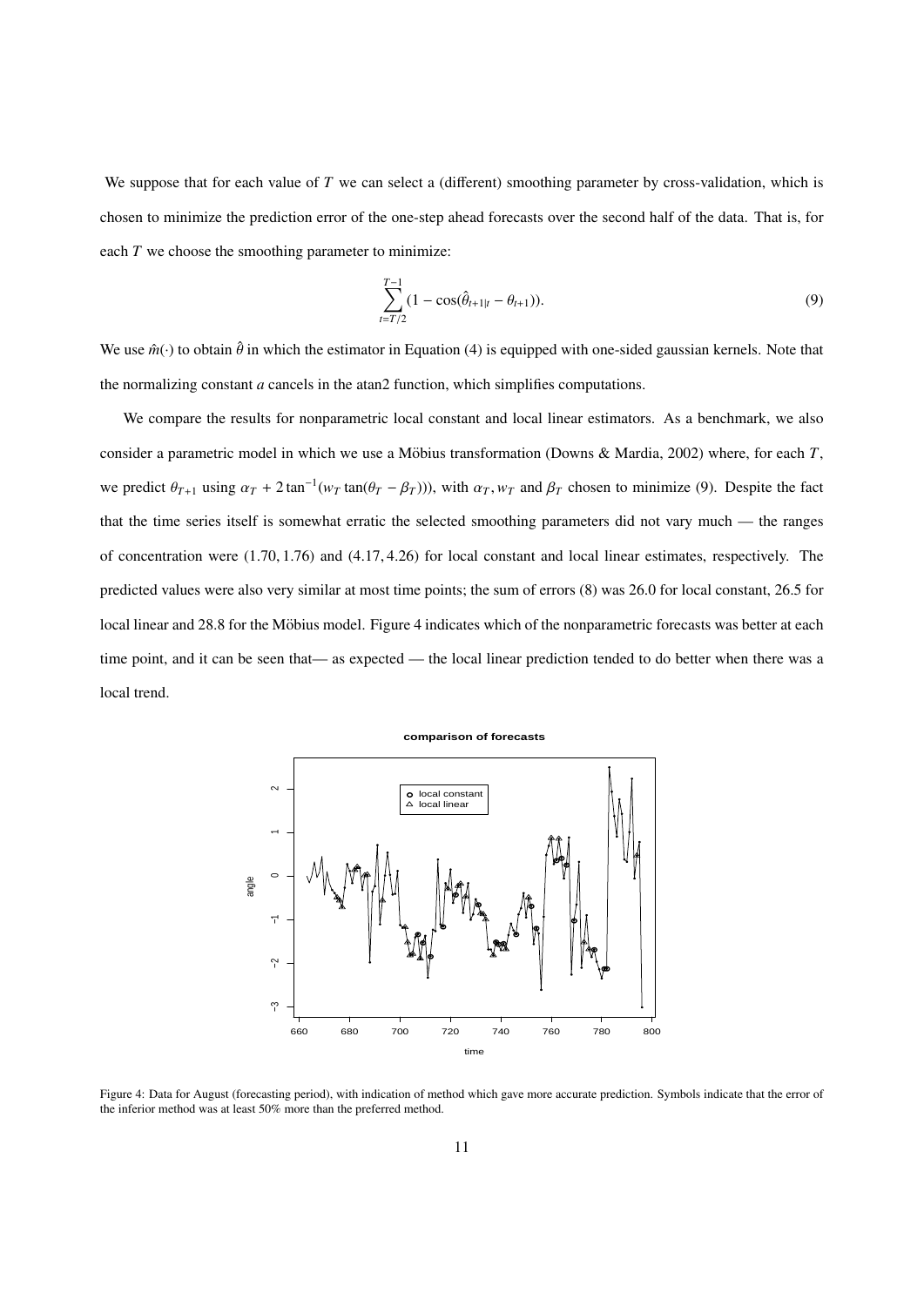We suppose that for each value of $T$ we can select a (different) smoothing parameter by cross-validation, which is chosen to minimize the prediction error of the one-step ahead forecasts over the second half of the data. That is, for each $T$ we choose the smoothing parameter to minimize:

$$\sum_{t=T/2}^{T-1}(1-\cos(\hat{\theta}_{t+1|t}-\theta_{t+1})). \tag{9}$$

We use $\hat{m}(\cdot)$ to obtain $\hat{\theta}$ in which the estimator in Equation (4) is equipped with one-sided gaussian kernels. Note that the normalizing constant $a$ cancels in the atan2 function, which simplifies computations.

We compare the results for nonparametric local constant and local linear estimators. As a benchmark, we also consider a parametric model in which we use a Möbius transformation (Downs & Mardia, 2002) where, for each $T$, we predict $\theta_{T+1}$ using $\alpha_T + 2\tan^{-1}(w_T \tan(\theta_T - \beta_T))$, with $\alpha_T, w_T$ and $\beta_T$ chosen to minimize (9). Despite the fact that the time series itself is somewhat erratic the selected smoothing parameters did not vary much — the ranges of concentration were $(1.70, 1.76)$ and $(4.17, 4.26)$ for local constant and local linear estimates, respectively. The predicted values were also very similar at most time points; the sum of errors (8) was 26.0 for local constant, 26.5 for local linear and 28.8 for the Möbius model. Figure 4 indicates which of the nonparametric forecasts was better at each time point, and it can be seen that— as expected — the local linear prediction tended to do better when there was a local trend.

Figure 4: Data for August (forecasting period), with indication of method which gave more accurate prediction. Symbols indicate that the error of the inferior method was at least 50% more than the preferred method.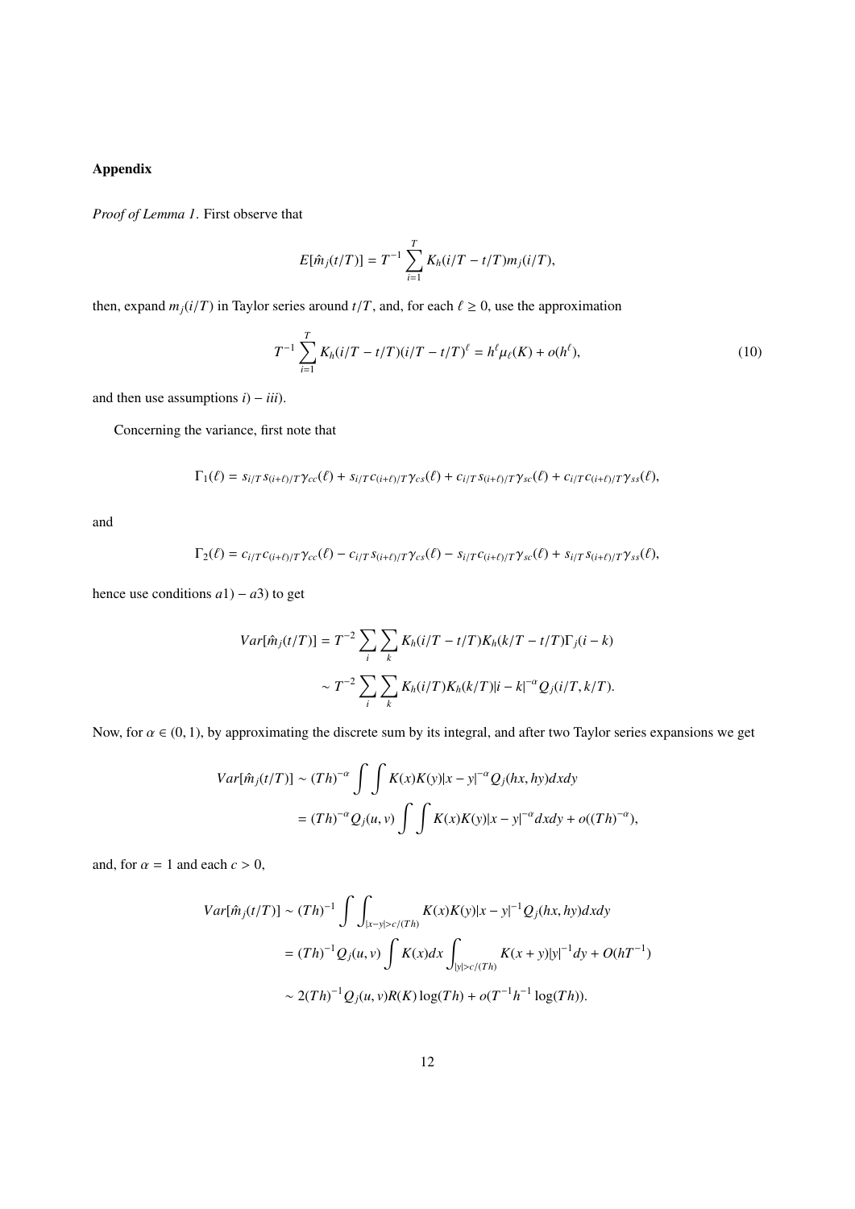## Appendix

*Proof of Lemma 1.* First observe that

$$E[\hat{m}_j(t/T)] = T^{-1} \sum_{i=1}^{T} K_h(i/T - t/T) m_j(i/T),$$

then, expand $m_j(i/T)$ in Taylor series around $t/T$, and, for each $\ell \geq 0$, use the approximation

$$T^{-1} \sum_{i=1}^{T} K_h(i/T - t/T)(i/T - t/T)^{\ell} = h^{\ell} \mu_{\ell}(K) + o(h^{\ell}), \tag{10}$$

and then use assumptions $i) - iii)$.

Concerning the variance, first note that

$$\Gamma_1(\ell) = s_{i/T} s_{(i+\ell)/T} \gamma_{cc}(\ell) + s_{i/T} c_{(i+\ell)/T} \gamma_{cs}(\ell) + c_{i/T} s_{(i+\ell)/T} \gamma_{sc}(\ell) + c_{i/T} c_{(i+\ell)/T} \gamma_{ss}(\ell),$$

and

$$\Gamma_2(\ell) = c_{i/T} c_{(i+\ell)/T} \gamma_{cc}(\ell) - c_{i/T} s_{(i+\ell)/T} \gamma_{cs}(\ell) - s_{i/T} c_{(i+\ell)/T} \gamma_{sc}(\ell) + s_{i/T} s_{(i+\ell)/T} \gamma_{ss}(\ell),$$

hence use conditions $a1) - a3)$ to get

$$\begin{aligned}
Var[\hat{m}_j(t/T)] &= T^{-2} \sum_i \sum_k K_h(i/T - t/T) K_h(k/T - t/T) \Gamma_j(i-k) \\
&\sim T^{-2} \sum_i \sum_k K_h(i/T) K_h(k/T) |i-k|^{-\alpha} Q_j(i/T, k/T).
\end{aligned}$$

Now, for $\alpha \in (0,1)$, by approximating the discrete sum by its integral, and after two Taylor series expansions we get

$$\begin{aligned}
Var[\hat{m}_j(t/T)] &\sim (Th)^{-\alpha} \int \int K(x) K(y) |x-y|^{-\alpha} Q_j(hx, hy) dx dy \\
&= (Th)^{-\alpha} Q_j(u,v) \int \int K(x) K(y) |x-y|^{-\alpha} dx dy + o((Th)^{-\alpha}),
\end{aligned}$$

and, for $\alpha = 1$ and each $c > 0$,

$$\begin{aligned}
Var[\hat{m}_j(t/T)] &\sim (Th)^{-1} \int \int_{|x-y| > c/(Th)} K(x) K(y) |x-y|^{-1} Q_j(hx, hy) dx dy \\
&= (Th)^{-1} Q_j(u,v) \int K(x) dx \int_{|y| > c/(Th)} K(x+y) |y|^{-1} dy + O(hT^{-1}) \\
&\sim 2(Th)^{-1} Q_j(u,v) R(K) \log(Th) + o(T^{-1} h^{-1} \log(Th)).
\end{aligned}$$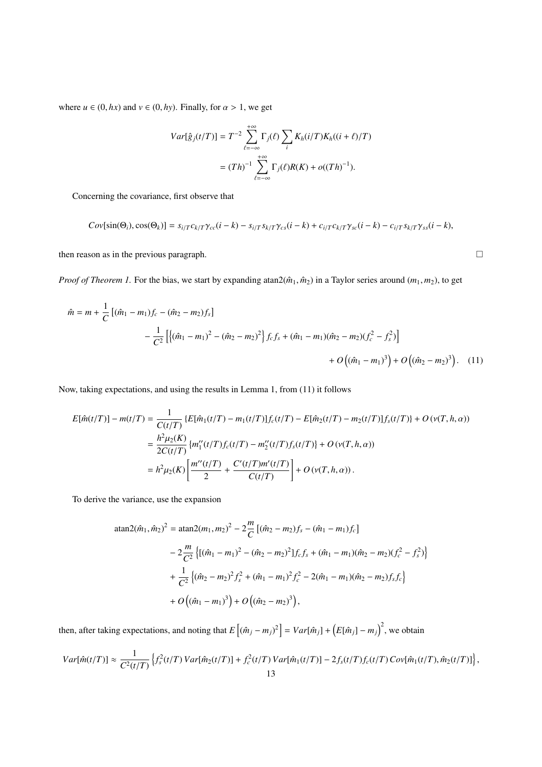where $u \in (0, hx)$ and $v \in (0, hy)$. Finally, for $\alpha > 1$, we get

$$
\begin{aligned}
Var[\hat{g}_j(t/T)] &= T^{-2} \sum_{\ell=-\infty}^{+\infty} \Gamma_j(\ell) \sum_i K_h(i/T) K_h((i+\ell)/T) \\
&= (Th)^{-1} \sum_{\ell=-\infty}^{+\infty} \Gamma_j(\ell) R(K) + o((Th)^{-1}).
\end{aligned}
$$

Concerning the covariance, first observe that

$$
Cov[\sin(\Theta_i), \cos(\Theta_k)] = s_{i/T} c_{k/T} \gamma_{cc}(i-k) - s_{i/T} s_{k/T} \gamma_{cs}(i-k) + c_{i/T} c_{k/T} \gamma_{sc}(i-k) - c_{i/T} s_{k/T} \gamma_{ss}(i-k),
$$

then reason as in the previous paragraph. □

*Proof of Theorem 1.* For the bias, we start by expanding $\text{atan2}(\hat{m}_1, \hat{m}_2)$ in a Taylor series around $(m_1, m_2)$, to get

$$
\begin{aligned}
\hat{m} = m &+ \frac{1}{C} \left[ (\hat{m}_1 - m_1) f_c - (\hat{m}_2 - m_2) f_s \right] \\
&- \frac{1}{C^2} \left[ \left\{ (\hat{m}_1 - m_1)^2 - (\hat{m}_2 - m_2)^2 \right\} f_c f_s + (\hat{m}_1 - m_1)(\hat{m}_2 - m_2)(f_c^2 - f_s^2) \right] \\
&+ O\left( (\hat{m}_1 - m_1)^3 \right) + O\left( (\hat{m}_2 - m_2)^3 \right). \quad (11)
\end{aligned}
$$

Now, taking expectations, and using the results in Lemma 1, from (11) it follows

$$
\begin{aligned}
E[\hat{m}(t/T)] - m(t/T) &= \frac{1}{C(t/T)} \left\{ E[\hat{m}_1(t/T) - m_1(t/T)] f_c(t/T) - E[\hat{m}_2(t/T) - m_2(t/T)] f_s(t/T) \right\} + O\left(\nu(T, h, \alpha)\right) \\
&= \frac{h^2 \mu_2(K)}{2C(t/T)} \left\{ m_1''(t/T) f_c(t/T) - m_2''(t/T) f_s(t/T) \right\} + O\left(\nu(T, h, \alpha)\right) \\
&= h^2 \mu_2(K) \left[ \frac{m''(t/T)}{2} + \frac{C'(t/T) m'(t/T)}{C(t/T)} \right] + O\left(\nu(T, h, \alpha)\right).
\end{aligned}
$$

To derive the variance, use the expansion

$$
\begin{aligned}
\text{atan2}(\hat{m}_1, \hat{m}_2)^2 = \text{atan2}(m_1, m_2)^2 &- 2\frac{m}{C} \left[ (\hat{m}_2 - m_2) f_s - (\hat{m}_1 - m_1) f_c \right] \\
&- 2\frac{m}{C^2} \left\{ [(\hat{m}_1 - m_1)^2 - (\hat{m}_2 - m_2)^2] f_c f_s + (\hat{m}_1 - m_1)(\hat{m}_2 - m_2)(f_c^2 - f_s^2) \right\} \\
&+ \frac{1}{C^2} \left\{ (\hat{m}_2 - m_2)^2 f_s^2 + (\hat{m}_1 - m_1)^2 f_c^2 - 2(\hat{m}_1 - m_1)(\hat{m}_2 - m_2) f_s f_c \right\} \\
&+ O\left( (\hat{m}_1 - m_1)^3 \right) + O\left( (\hat{m}_2 - m_2)^3 \right),
\end{aligned}
$$

then, after taking expectations, and noting that $E\left[ (\hat{m}_j - m_j)^2 \right] = Var[\hat{m}_j] + \left( E[\hat{m}_j] - m_j \right)^2$, we obtain

$$
Var[\hat{m}(t/T)] \approx \frac{1}{C^2(t/T)} \left\{ f_s^2(t/T) \, Var[\hat{m}_2(t/T)] + f_c^2(t/T) \, Var[\hat{m}_1(t/T)] - 2 f_s(t/T) f_c(t/T) \, Cov[\hat{m}_1(t/T), \hat{m}_2(t/T)] \right\},
$$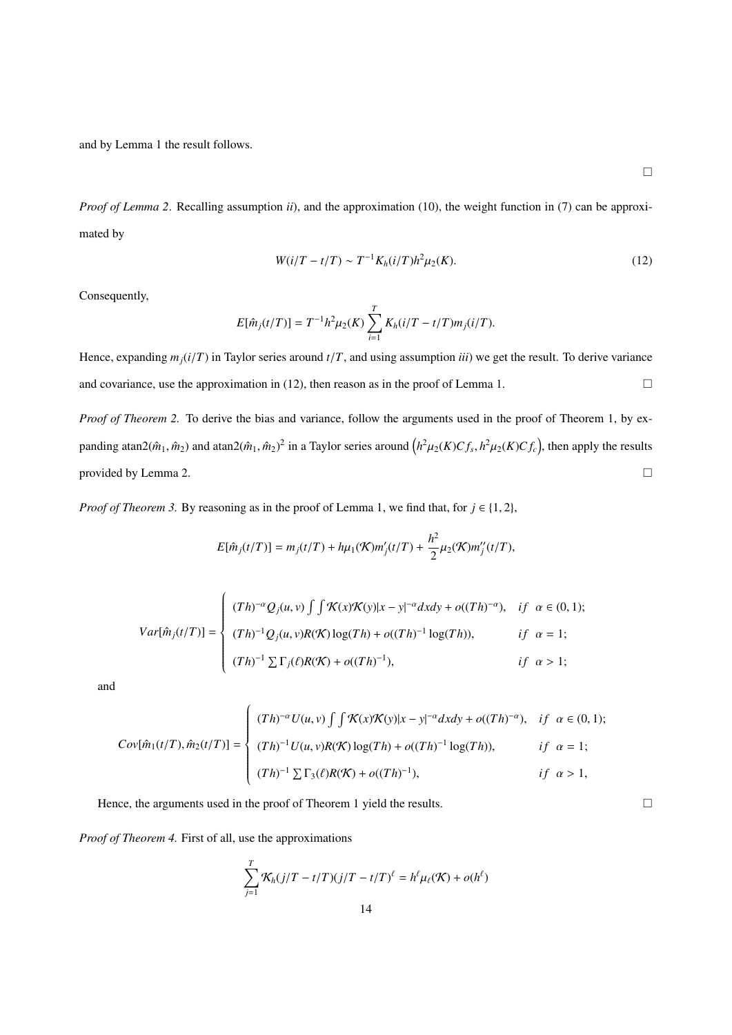and by Lemma 1 the result follows.

□

*Proof of Lemma 2*. Recalling assumption *ii*), and the approximation (10), the weight function in (7) can be approximated by

$$W(i/T - t/T) \sim T^{-1} K_h(i/T) h^2 \mu_2(K). \tag{12}$$

Consequently,

$$E[\hat{m}_j(t/T)] = T^{-1} h^2 \mu_2(K) \sum_{i=1}^{T} K_h(i/T - t/T) m_j(i/T).$$

Hence, expanding $m_j(i/T)$ in Taylor series around $t/T$, and using assumption *iii*) we get the result. To derive variance and covariance, use the approximation in (12), then reason as in the proof of Lemma 1. □

*Proof of Theorem 2.* To derive the bias and variance, follow the arguments used in the proof of Theorem 1, by expanding $\text{atan2}(\hat{m}_1, \hat{m}_2)$ and $\text{atan2}(\hat{m}_1, \hat{m}_2)^2$ in a Taylor series around $\left(h^2\mu_2(K)Cf_s, h^2\mu_2(K)Cf_c\right)$, then apply the results provided by Lemma 2. □

*Proof of Theorem 3.* By reasoning as in the proof of Lemma 1, we find that, for $j \in \{1, 2\}$,

$$E[\hat{m}_j(t/T)] = m_j(t/T) + h\mu_1(\mathcal{K})m_j'(t/T) + \frac{h^2}{2}\mu_2(\mathcal{K})m_j''(t/T),$$

$$Var[\hat{m}_j(t/T)] = \begin{cases} (Th)^{-\alpha} Q_j(u, v) \int\int \mathcal{K}(x)\mathcal{K}(y)|x - y|^{-\alpha} dxdy + o((Th)^{-\alpha}), & if \;\; \alpha \in (0, 1); \\ (Th)^{-1} Q_j(u, v) R(\mathcal{K}) \log(Th) + o((Th)^{-1} \log(Th)), & if \;\; \alpha = 1; \\ (Th)^{-1} \sum \Gamma_j(\ell) R(\mathcal{K}) + o((Th)^{-1}), & if \;\; \alpha > 1; \end{cases}$$

and

$$Cov[\hat{m}_1(t/T), \hat{m}_2(t/T)] = \begin{cases} (Th)^{-\alpha} U(u, v) \int\int \mathcal{K}(x)\mathcal{K}(y)|x - y|^{-\alpha} dxdy + o((Th)^{-\alpha}), & if \;\; \alpha \in (0, 1); \\ (Th)^{-1} U(u, v) R(\mathcal{K}) \log(Th) + o((Th)^{-1} \log(Th)), & if \;\; \alpha = 1; \\ (Th)^{-1} \sum \Gamma_3(\ell) R(\mathcal{K}) + o((Th)^{-1}), & if \;\; \alpha > 1, \end{cases}$$

Hence, the arguments used in the proof of Theorem 1 yield the results. □

*Proof of Theorem 4.* First of all, use the approximations

$$\sum_{j=1}^{T} \mathcal{K}_h(j/T - t/T)(j/T - t/T)^\ell = h^\ell \mu_\ell(\mathcal{K}) + o(h^\ell)$$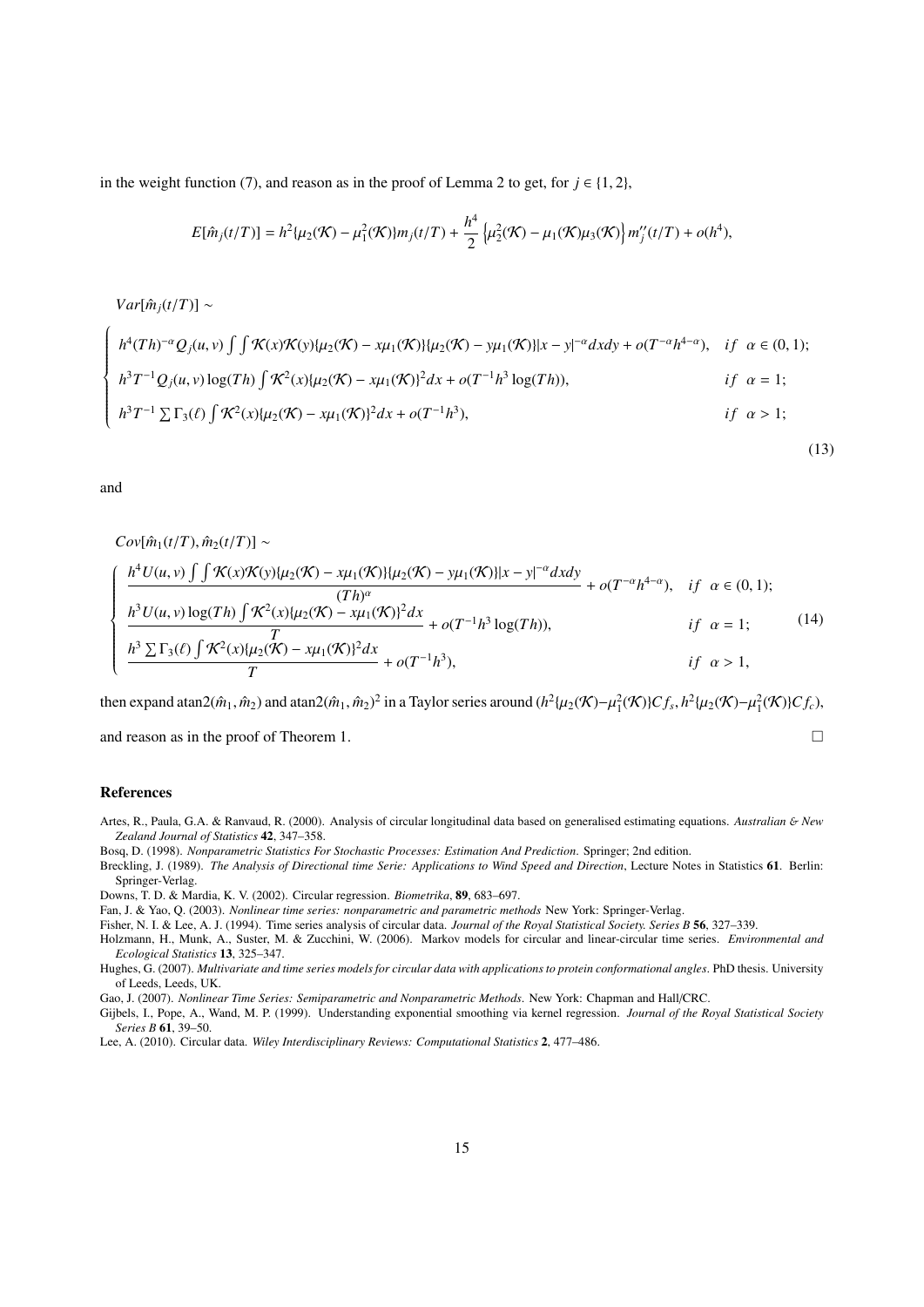in the weight function (7), and reason as in the proof of Lemma 2 to get, for $j \in \{1, 2\}$,

$$E[\hat{m}_j(t/T)] = h^2\{\mu_2(\mathcal{K}) - \mu_1^2(\mathcal{K})\}m_j(t/T) + \frac{h^4}{2}\left\{\mu_2^2(\mathcal{K}) - \mu_1(\mathcal{K})\mu_3(\mathcal{K})\right\}m_j''(t/T) + o(h^4),$$

$$Var[\hat{m}_j(t/T)] \sim$$

$$\begin{cases} h^4(Th)^{-\alpha}Q_j(u,v)\int\int \mathcal{K}(x)\mathcal{K}(y)\{\mu_2(\mathcal{K}) - x\mu_1(\mathcal{K})\}\{\mu_2(\mathcal{K}) - y\mu_1(\mathcal{K})\}|x-y|^{-\alpha}dxdy + o(T^{-\alpha}h^{4-\alpha}), & if \quad \alpha \in (0,1); \\ h^3T^{-1}Q_j(u,v)\log(Th)\int \mathcal{K}^2(x)\{\mu_2(\mathcal{K}) - x\mu_1(\mathcal{K})\}^2dx + o(T^{-1}h^3\log(Th)), & if \quad \alpha = 1; \\ h^3T^{-1}\sum\Gamma_3(\ell)\int \mathcal{K}^2(x)\{\mu_2(\mathcal{K}) - x\mu_1(\mathcal{K})\}^2dx + o(T^{-1}h^3), & if \quad \alpha > 1; \end{cases} \tag{13}$$

and

$$Cov[\hat{m}_1(t/T), \hat{m}_2(t/T)] \sim$$

$$\begin{cases} \dfrac{h^4U(u,v)\int\int \mathcal{K}(x)\mathcal{K}(y)\{\mu_2(\mathcal{K}) - x\mu_1(\mathcal{K})\}\{\mu_2(\mathcal{K}) - y\mu_1(\mathcal{K})\}|x-y|^{-\alpha}dxdy}{(Th)^\alpha} + o(T^{-\alpha}h^{4-\alpha}), & if \quad \alpha \in (0,1); \\ \dfrac{h^3U(u,v)\log(Th)\int \mathcal{K}^2(x)\{\mu_2(\mathcal{K}) - x\mu_1(\mathcal{K})\}^2dx}{T} + o(T^{-1}h^3\log(Th)), & if \quad \alpha = 1; \\ \dfrac{h^3\sum\Gamma_3(\ell)\int \mathcal{K}^2(x)\{\mu_2(\mathcal{K}) - x\mu_1(\mathcal{K})\}^2dx}{T} + o(T^{-1}h^3), & if \quad \alpha > 1, \end{cases} \tag{14}$$

then expand $\text{atan2}(\hat{m}_1, \hat{m}_2)$ and $\text{atan2}(\hat{m}_1, \hat{m}_2)^2$ in a Taylor series around $(h^2\{\mu_2(\mathcal{K}) - \mu_1^2(\mathcal{K})\}Cf_s, h^2\{\mu_2(\mathcal{K}) - \mu_1^2(\mathcal{K})\}Cf_c)$, and reason as in the proof of Theorem 1. □

## References

Artes, R., Paula, G.A. & Ranvaud, R. (2000). Analysis of circular longitudinal data based on generalised estimating equations. *Australian & New Zealand Journal of Statistics* **42**, 347–358.

Bosq, D. (1998). *Nonparametric Statistics For Stochastic Processes: Estimation And Prediction*. Springer; 2nd edition.

Breckling, J. (1989). *The Analysis of Directional time Serie: Applications to Wind Speed and Direction*, Lecture Notes in Statistics **61**. Berlin: Springer-Verlag.

Downs, T. D. & Mardia, K. V. (2002). Circular regression. *Biometrika*, **89**, 683–697.

Fan, J. & Yao, Q. (2003). *Nonlinear time series: nonparametric and parametric methods* New York: Springer-Verlag.

Fisher, N. I. & Lee, A. J. (1994). Time series analysis of circular data. *Journal of the Royal Statistical Society. Series B* **56**, 327–339.

Holzmann, H., Munk, A., Suster, M. & Zucchini, W. (2006). Markov models for circular and linear-circular time series. *Environmental and Ecological Statistics* **13**, 325–347.

Hughes, G. (2007). *Multivariate and time series models for circular data with applications to protein conformational angles*. PhD thesis. University of Leeds, Leeds, UK.

Gao, J. (2007). *Nonlinear Time Series: Semiparametric and Nonparametric Methods*. New York: Chapman and Hall/CRC.

Gijbels, I., Pope, A., Wand, M. P. (1999). Understanding exponential smoothing via kernel regression. *Journal of the Royal Statistical Society Series B* **61**, 39–50.

Lee, A. (2010). Circular data. *Wiley Interdisciplinary Reviews: Computational Statistics* **2**, 477–486.